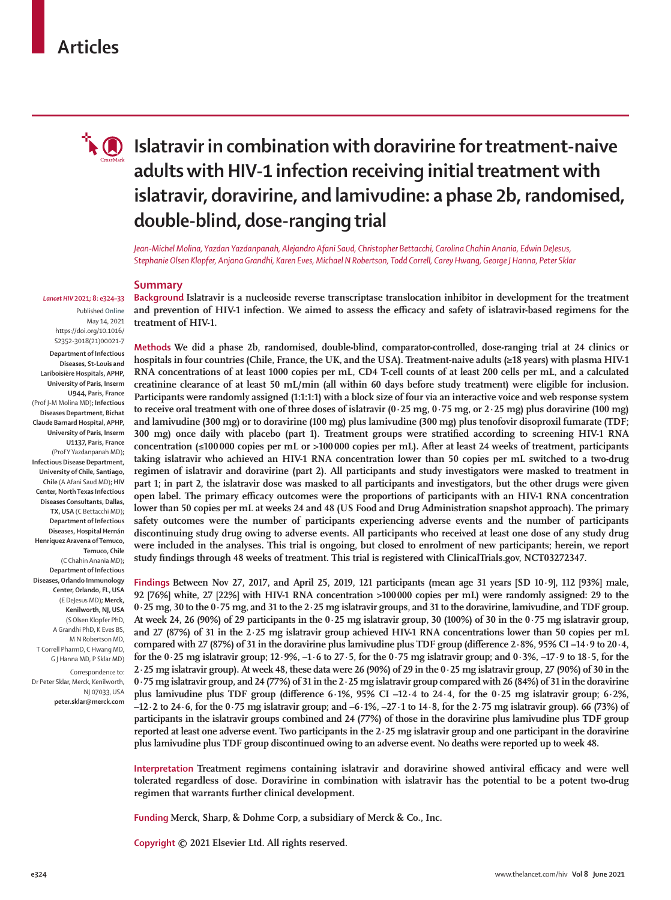# Islatravir in combination with doravirine for treatment-naive adults with HIV-1 infection receiving initial treatment with islatravir, doravirine, and lamivudine: a phase 2b, randomised, double-blind, dose-ranging trial

*Jean-Michel Molina, Yazdan Yazdanpanah, Alejandro Afani Saud, Christopher Bettacchi, Carolina Chahin Anania, Edwin DeJesus, Stephanie Olsen Klopfer, Anjana Grandhi, Karen Eves, Michael N Robertson, Todd Correll, Carey Hwang, George J Hanna, Peter Sklar*

*Lancet HIV* 2021; 8: e324–33

Published **Online** May 14, 2021 https://doi.org/10.1016/S2352-3018(21)00021-7

**Department of Infectious Diseases, St-Louis and Lariboisière Hospitals, APHP, University of Paris, Inserm U944, Paris, France** (Prof J-M Molina MD); **Infectious Diseases Department, Bichat Claude Barnard Hospital, APHP, University of Paris, Inserm U1137, Paris, France** (Prof Y Yazdanpanah MD); **Infectious Disease Department, University of Chile, Santiago, Chile** (A Afani Saud MD); **HIV Center, North Texas Infectious Diseases Consultants, Dallas, TX, USA** (C Bettacchi MD); **Department of Infectious Diseases, Hospital Hernán Henríquez Aravena of Temuco, Temuco, Chile** (C Chahin Anania MD); **Department of Infectious Diseases, Orlando Immunology Center, Orlando, FL, USA** (E DeJesus MD); **Merck, Kenilworth, NJ, USA** (S Olsen Klopfer PhD, A Grandhi PhD, K Eves BS, M N Robertson MD, T Correll PharmD, C Hwang MD, G J Hanna MD, P Sklar MD)

Correspondence to: Dr Peter Sklar, Merck, Kenilworth, NJ 07033, USA **peter.sklar@merck.com**

## Summary

**Background** Islatravir is a nucleoside reverse transcriptase translocation inhibitor in development for the treatment and prevention of HIV-1 infection. We aimed to assess the efficacy and safety of islatravir-based regimens for the treatment of HIV-1.

**Methods** We did a phase 2b, randomised, double-blind, comparator-controlled, dose-ranging trial at 24 clinics or hospitals in four countries (Chile, France, the UK, and the USA). Treatment-naive adults (≥18 years) with plasma HIV-1 RNA concentrations of at least 1000 copies per mL, CD4 T-cell counts of at least 200 cells per mL, and a calculated creatinine clearance of at least 50 mL/min (all within 60 days before study treatment) were eligible for inclusion. Participants were randomly assigned (1:1:1:1) with a block size of four via an interactive voice and web response system to receive oral treatment with one of three doses of islatravir (0·25 mg, 0·75 mg, or 2·25 mg) plus doravirine (100 mg) and lamivudine (300 mg) or to doravirine (100 mg) plus lamivudine (300 mg) plus tenofovir disoproxil fumarate (TDF; 300 mg) once daily with placebo (part 1). Treatment groups were stratified according to screening HIV-1 RNA concentration (≤100 000 copies per mL or >100 000 copies per mL). After at least 24 weeks of treatment, participants taking islatravir who achieved an HIV-1 RNA concentration lower than 50 copies per mL switched to a two-drug regimen of islatravir and doravirine (part 2). All participants and study investigators were masked to treatment in part 1; in part 2, the islatravir dose was masked to all participants and investigators, but the other drugs were given open label. The primary efficacy outcomes were the proportions of participants with an HIV-1 RNA concentration lower than 50 copies per mL at weeks 24 and 48 (US Food and Drug Administration snapshot approach). The primary safety outcomes were the number of participants experiencing adverse events and the number of participants discontinuing study drug owing to adverse events. All participants who received at least one dose of any study drug were included in the analyses. This trial is ongoing, but closed to enrolment of new participants; herein, we report study findings through 48 weeks of treatment. This trial is registered with ClinicalTrials.gov, NCT03272347.

**Findings** Between Nov 27, 2017, and April 25, 2019, 121 participants (mean age 31 years [SD 10·9], 112 [93%] male, 92 [76%] white, 27 [22%] with HIV-1 RNA concentration >100 000 copies per mL) were randomly assigned: 29 to the 0·25 mg, 30 to the 0·75 mg, and 31 to the 2·25 mg islatravir groups, and 31 to the doravirine, lamivudine, and TDF group. At week 24, 26 (90%) of 29 participants in the 0·25 mg islatravir group, 30 (100%) of 30 in the 0·75 mg islatravir group, and 27 (87%) of 31 in the 2·25 mg islatravir group achieved HIV-1 RNA concentrations lower than 50 copies per mL compared with 27 (87%) of 31 in the doravirine plus lamivudine plus TDF group (difference 2·8%, 95% CI –14·9 to 20·4, for the 0·25 mg islatravir group; 12·9%, –1·6 to 27·5, for the 0·75 mg islatravir group; and 0·3%, –17·9 to 18·5, for the 2·25 mg islatravir group). At week 48, these data were 26 (90%) of 29 in the 0·25 mg islatravir group, 27 (90%) of 30 in the 0·75 mg islatravir group, and 24 (77%) of 31 in the 2·25 mg islatravir group compared with 26 (84%) of 31 in the doravirine plus lamivudine plus TDF group (difference 6·1%, 95% CI –12·4 to 24·4, for the 0·25 mg islatravir group; 6·2%, –12·2 to 24·6, for the 0·75 mg islatravir group; and –6·1%, –27·1 to 14·8, for the 2·75 mg islatravir group). 66 (73%) of participants in the islatravir groups combined and 24 (77%) of those in the doravirine plus lamivudine plus TDF group reported at least one adverse event. Two participants in the 2·25 mg islatravir group and one participant in the doravirine plus lamivudine plus TDF group discontinued owing to an adverse event. No deaths were reported up to week 48.

**Interpretation** Treatment regimens containing islatravir and doravirine showed antiviral efficacy and were well tolerated regardless of dose. Doravirine in combination with islatravir has the potential to be a potent two-drug regimen that warrants further clinical development.

**Funding** Merck, Sharp, & Dohme Corp, a subsidiary of Merck & Co., Inc.

**Copyright** © 2021 Elsevier Ltd. All rights reserved.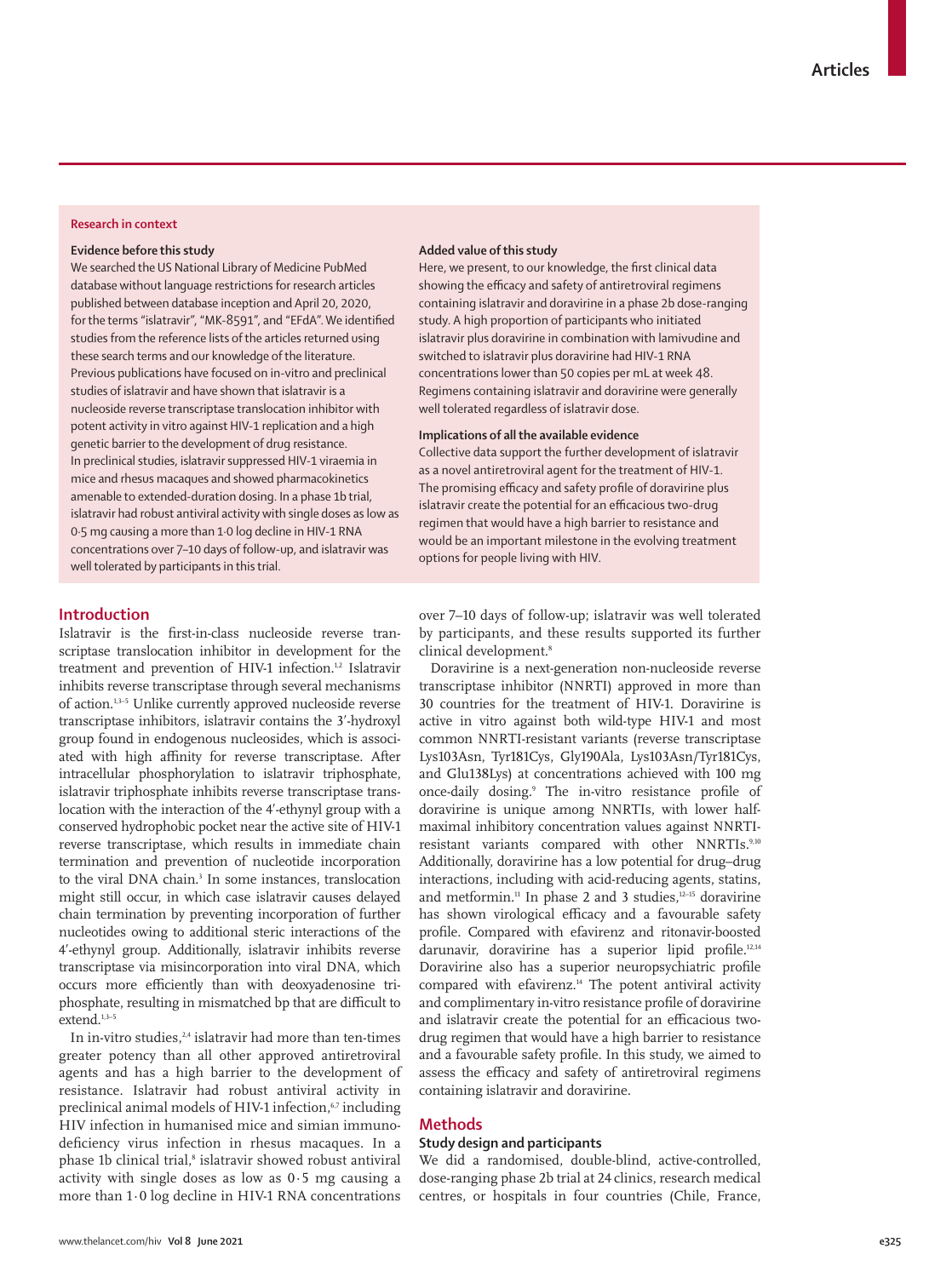## Research in context

### Evidence before this study

We searched the US National Library of Medicine PubMed database without language restrictions for research articles published between database inception and April 20, 2020, for the terms "islatravir", "MK-8591", and "EFdA". We identified studies from the reference lists of the articles returned using these search terms and our knowledge of the literature. Previous publications have focused on in-vitro and preclinical studies of islatravir and have shown that islatravir is a nucleoside reverse transcriptase translocation inhibitor with potent activity in vitro against HIV-1 replication and a high genetic barrier to the development of drug resistance. In preclinical studies, islatravir suppressed HIV-1 viraemia in mice and rhesus macaques and showed pharmacokinetics amenable to extended-duration dosing. In a phase 1b trial, islatravir had robust antiviral activity with single doses as low as 0·5 mg causing a more than 1·0 log decline in HIV-1 RNA concentrations over 7–10 days of follow-up, and islatravir was well tolerated by participants in this trial.

### Added value of this study

Here, we present, to our knowledge, the first clinical data showing the efficacy and safety of antiretroviral regimens containing islatravir and doravirine in a phase 2b dose-ranging study. A high proportion of participants who initiated islatravir plus doravirine in combination with lamivudine and switched to islatravir plus doravirine had HIV-1 RNA concentrations lower than 50 copies per mL at week 48. Regimens containing islatravir and doravirine were generally well tolerated regardless of islatravir dose.

### Implications of all the available evidence

Collective data support the further development of islatravir as a novel antiretroviral agent for the treatment of HIV-1. The promising efficacy and safety profile of doravirine plus islatravir create the potential for an efficacious two-drug regimen that would have a high barrier to resistance and would be an important milestone in the evolving treatment options for people living with HIV.

## Introduction

Islatravir is the first-in-class nucleoside reverse transcriptase translocation inhibitor in development for the treatment and prevention of HIV-1 infection.[1,2] Islatravir inhibits reverse transcriptase through several mechanisms of action.[1,3–5] Unlike currently approved nucleoside reverse transcriptase inhibitors, islatravir contains the 3′-hydroxyl group found in endogenous nucleosides, which is associated with high affinity for reverse transcriptase. After intracellular phosphorylation to islatravir triphosphate, islatravir triphosphate inhibits reverse transcriptase translocation with the interaction of the 4′-ethynyl group with a conserved hydrophobic pocket near the active site of HIV-1 reverse transcriptase, which results in immediate chain termination and prevention of nucleotide incorporation to the viral DNA chain.[3] In some instances, translocation might still occur, in which case islatravir causes delayed chain termination by preventing incorporation of further nucleotides owing to additional steric interactions of the 4′-ethynyl group. Additionally, islatravir inhibits reverse transcriptase via misincorporation into viral DNA, which occurs more efficiently than with deoxyadenosine triphosphate, resulting in mismatched bp that are difficult to extend.[1,3–5]

In in-vitro studies,[2,4] islatravir had more than ten-times greater potency than all other approved antiretroviral agents and has a high barrier to the development of resistance. Islatravir had robust antiviral activity in preclinical animal models of HIV-1 infection,[6,7] including HIV infection in humanised mice and simian immunodeficiency virus infection in rhesus macaques. In a phase 1b clinical trial,[8] islatravir showed robust antiviral activity with single doses as low as 0·5 mg causing a more than 1·0 log decline in HIV-1 RNA concentrations over 7–10 days of follow-up; islatravir was well tolerated by participants, and these results supported its further clinical development.[8]

Doravirine is a next-generation non-nucleoside reverse transcriptase inhibitor (NNRTI) approved in more than 30 countries for the treatment of HIV-1. Doravirine is active in vitro against both wild-type HIV-1 and most common NNRTI-resistant variants (reverse transcriptase Lys103Asn, Tyr181Cys, Gly190Ala, Lys103Asn/Tyr181Cys, and Glu138Lys) at concentrations achieved with 100 mg once-daily dosing.[9] The in-vitro resistance profile of doravirine is unique among NNRTIs, with lower half-maximal inhibitory concentration values against NNRTI-resistant variants compared with other NNRTIs.[9,10] Additionally, doravirine has a low potential for drug–drug interactions, including with acid-reducing agents, statins, and metformin.[11] In phase 2 and 3 studies,[12–15] doravirine has shown virological efficacy and a favourable safety profile. Compared with efavirenz and ritonavir-boosted darunavir, doravirine has a superior lipid profile.[12,14] Doravirine also has a superior neuropsychiatric profile compared with efavirenz.[14] The potent antiviral activity and complimentary in-vitro resistance profile of doravirine and islatravir create the potential for an efficacious two-drug regimen that would have a high barrier to resistance and a favourable safety profile. In this study, we aimed to assess the efficacy and safety of antiretroviral regimens containing islatravir and doravirine.

## Methods

### Study design and participants

We did a randomised, double-blind, active-controlled, dose-ranging phase 2b trial at 24 clinics, research medical centres, or hospitals in four countries (Chile, France,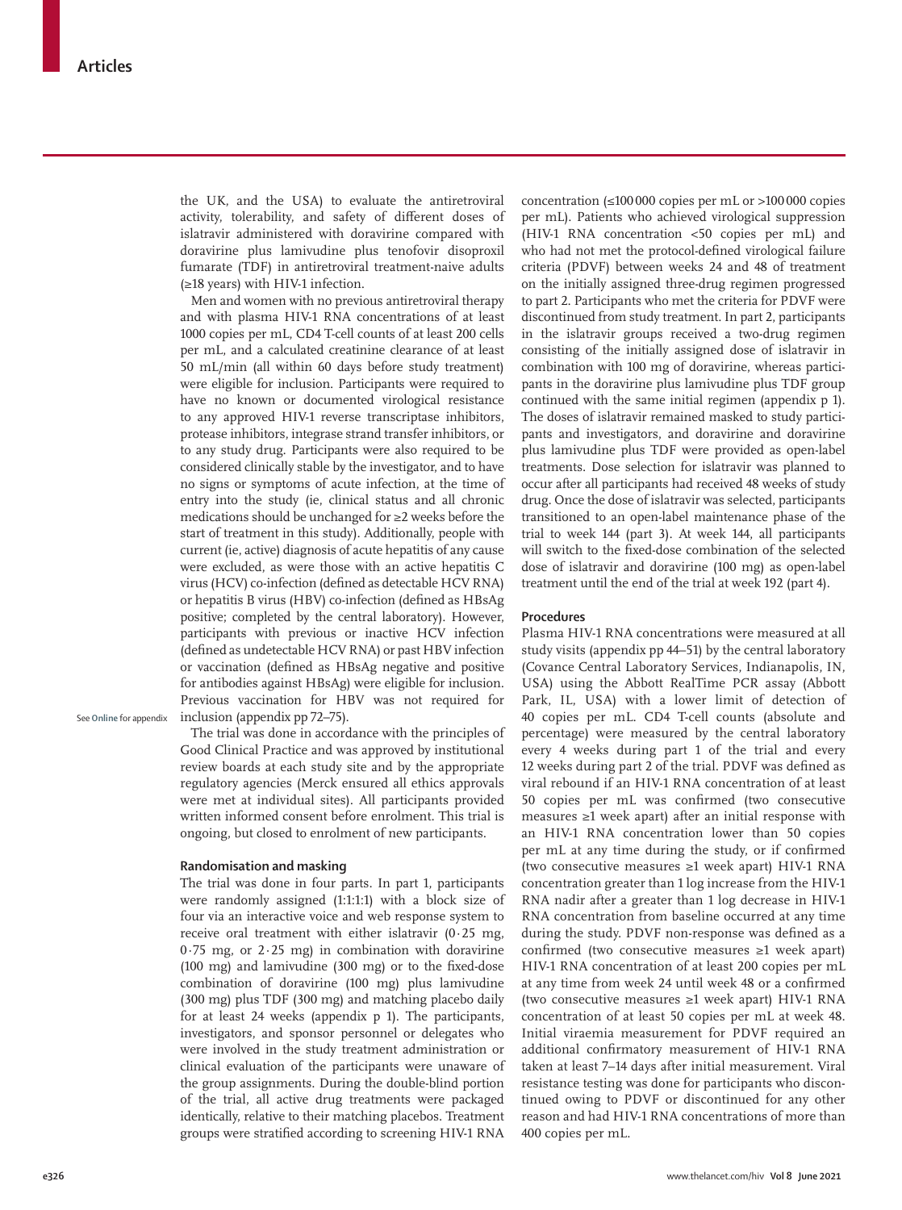the UK, and the USA) to evaluate the antiretroviral activity, tolerability, and safety of different doses of islatravir administered with doravirine compared with doravirine plus lamivudine plus tenofovir disoproxil fumarate (TDF) in antiretroviral treatment-naive adults (≥18 years) with HIV-1 infection.

Men and women with no previous antiretroviral therapy and with plasma HIV-1 RNA concentrations of at least 1000 copies per mL, CD4 T-cell counts of at least 200 cells per mL, and a calculated creatinine clearance of at least 50 mL/min (all within 60 days before study treatment) were eligible for inclusion. Participants were required to have no known or documented virological resistance to any approved HIV-1 reverse transcriptase inhibitors, protease inhibitors, integrase strand transfer inhibitors, or to any study drug. Participants were also required to be considered clinically stable by the investigator, and to have no signs or symptoms of acute infection, at the time of entry into the study (ie, clinical status and all chronic medications should be unchanged for ≥2 weeks before the start of treatment in this study). Additionally, people with current (ie, active) diagnosis of acute hepatitis of any cause were excluded, as were those with an active hepatitis C virus (HCV) co-infection (defined as detectable HCV RNA) or hepatitis B virus (HBV) co-infection (defined as HBsAg positive; completed by the central laboratory). However, participants with previous or inactive HCV infection (defined as undetectable HCV RNA) or past HBV infection or vaccination (defined as HBsAg negative and positive for antibodies against HBsAg) were eligible for inclusion. Previous vaccination for HBV was not required for inclusion (appendix pp 72–75).

See Online for appendix

The trial was done in accordance with the principles of Good Clinical Practice and was approved by institutional review boards at each study site and by the appropriate regulatory agencies (Merck ensured all ethics approvals were met at individual sites). All participants provided written informed consent before enrolment. This trial is ongoing, but closed to enrolment of new participants.

### Randomisation and masking

The trial was done in four parts. In part 1, participants were randomly assigned (1:1:1:1) with a block size of four via an interactive voice and web response system to receive oral treatment with either islatravir (0·25 mg, 0·75 mg, or 2·25 mg) in combination with doravirine (100 mg) and lamivudine (300 mg) or to the fixed-dose combination of doravirine (100 mg) plus lamivudine (300 mg) plus TDF (300 mg) and matching placebo daily for at least 24 weeks (appendix p 1). The participants, investigators, and sponsor personnel or delegates who were involved in the study treatment administration or clinical evaluation of the participants were unaware of the group assignments. During the double-blind portion of the trial, all active drug treatments were packaged identically, relative to their matching placebos. Treatment groups were stratified according to screening HIV-1 RNA concentration (≤100 000 copies per mL or >100 000 copies per mL). Patients who achieved virological suppression (HIV-1 RNA concentration <50 copies per mL) and who had not met the protocol-defined virological failure criteria (PDVF) between weeks 24 and 48 of treatment on the initially assigned three-drug regimen progressed to part 2. Participants who met the criteria for PDVF were discontinued from study treatment. In part 2, participants in the islatravir groups received a two-drug regimen consisting of the initially assigned dose of islatravir in combination with 100 mg of doravirine, whereas participants in the doravirine plus lamivudine plus TDF group continued with the same initial regimen (appendix p 1). The doses of islatravir remained masked to study participants and investigators, and doravirine and doravirine plus lamivudine plus TDF were provided as open-label treatments. Dose selection for islatravir was planned to occur after all participants had received 48 weeks of study drug. Once the dose of islatravir was selected, participants transitioned to an open-label maintenance phase of the trial to week 144 (part 3). At week 144, all participants will switch to the fixed-dose combination of the selected dose of islatravir and doravirine (100 mg) as open-label treatment until the end of the trial at week 192 (part 4).

### Procedures

Plasma HIV-1 RNA concentrations were measured at all study visits (appendix pp 44–51) by the central laboratory (Covance Central Laboratory Services, Indianapolis, IN, USA) using the Abbott RealTime PCR assay (Abbott Park, IL, USA) with a lower limit of detection of 40 copies per mL. CD4 T-cell counts (absolute and percentage) were measured by the central laboratory every 4 weeks during part 1 of the trial and every 12 weeks during part 2 of the trial. PDVF was defined as viral rebound if an HIV-1 RNA concentration of at least 50 copies per mL was confirmed (two consecutive measures ≥1 week apart) after an initial response with an HIV-1 RNA concentration lower than 50 copies per mL at any time during the study, or if confirmed (two consecutive measures ≥1 week apart) HIV-1 RNA concentration greater than 1 log increase from the HIV-1 RNA nadir after a greater than 1 log decrease in HIV-1 RNA concentration from baseline occurred at any time during the study. PDVF non-response was defined as a confirmed (two consecutive measures ≥1 week apart) HIV-1 RNA concentration of at least 200 copies per mL at any time from week 24 until week 48 or a confirmed (two consecutive measures ≥1 week apart) HIV-1 RNA concentration of at least 50 copies per mL at week 48. Initial viraemia measurement for PDVF required an additional confirmatory measurement of HIV-1 RNA taken at least 7–14 days after initial measurement. Viral resistance testing was done for participants who discontinued owing to PDVF or discontinued for any other reason and had HIV-1 RNA concentrations of more than 400 copies per mL.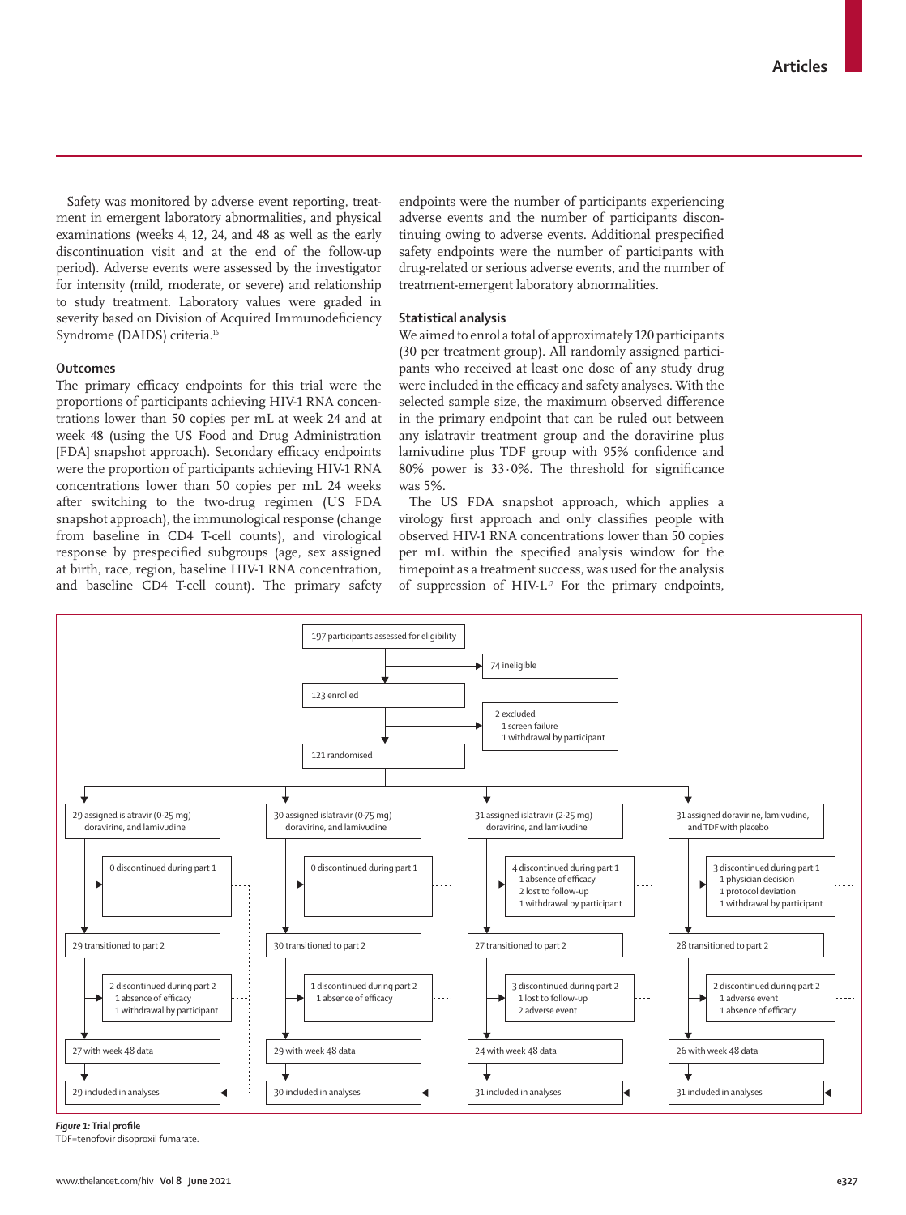Safety was monitored by adverse event reporting, treatment in emergent laboratory abnormalities, and physical examinations (weeks 4, 12, 24, and 48 as well as the early discontinuation visit and at the end of the follow-up period). Adverse events were assessed by the investigator for intensity (mild, moderate, or severe) and relationship to study treatment. Laboratory values were graded in severity based on Division of Acquired Immunodeficiency Syndrome (DAIDS) criteria.[16]

### Outcomes

The primary efficacy endpoints for this trial were the proportions of participants achieving HIV-1 RNA concentrations lower than 50 copies per mL at week 24 and at week 48 (using the US Food and Drug Administration [FDA] snapshot approach). Secondary efficacy endpoints were the proportion of participants achieving HIV-1 RNA concentrations lower than 50 copies per mL 24 weeks after switching to the two-drug regimen (US FDA snapshot approach), the immunological response (change from baseline in CD4 T-cell counts), and virological response by prespecified subgroups (age, sex assigned at birth, race, region, baseline HIV-1 RNA concentration, and baseline CD4 T-cell count). The primary safety endpoints were the number of participants experiencing adverse events and the number of participants discontinuing owing to adverse events. Additional prespecified safety endpoints were the number of participants with drug-related or serious adverse events, and the number of treatment-emergent laboratory abnormalities.

### Statistical analysis

We aimed to enrol a total of approximately 120 participants (30 per treatment group). All randomly assigned participants who received at least one dose of any study drug were included in the efficacy and safety analyses. With the selected sample size, the maximum observed difference in the primary endpoint that can be ruled out between any islatravir treatment group and the doravirine plus lamivudine plus TDF group with 95% confidence and 80% power is 33·0%. The threshold for significance was 5%.

The US FDA snapshot approach, which applies a virology first approach and only classifies people with observed HIV-1 RNA concentrations lower than 50 copies per mL within the specified analysis window for the timepoint as a treatment success, was used for the analysis of suppression of HIV-1.[17] For the primary endpoints,

197 participants assessed for eligibility
- 74 ineligible

123 enrolled
- 2 excluded
  - 1 screen failure
  - 1 withdrawal by participant

121 randomised

| | Islatravir (0·25 mg) | Islatravir (0·75 mg) | Islatravir (2·25 mg) | Doravirine, lamivudine, and TDF |
|---|---|---|---|---|
| Assigned | 29 assigned islatravir (0·25 mg) doravirine, and lamivudine | 30 assigned islatravir (0·75 mg) doravirine, and lamivudine | 31 assigned islatravir (2·25 mg) doravirine, and lamivudine | 31 assigned doravirine, lamivudine, and TDF with placebo |
| Discontinued during part 1 | 0 discontinued during part 1 | 0 discontinued during part 1 | 4 discontinued during part 1: 1 absence of efficacy; 2 lost to follow-up; 1 withdrawal by participant | 3 discontinued during part 1: 1 physician decision; 1 protocol deviation; 1 withdrawal by participant |
| Transitioned to part 2 | 29 transitioned to part 2 | 30 transitioned to part 2 | 27 transitioned to part 2 | 28 transitioned to part 2 |
| Discontinued during part 2 | 2 discontinued during part 2: 1 absence of efficacy; 1 withdrawal by participant | 1 discontinued during part 2: 1 absence of efficacy | 3 discontinued during part 2: 1 lost to follow-up; 2 adverse event | 2 discontinued during part 2: 1 adverse event; 1 absence of efficacy |
| Week 48 data | 27 with week 48 data | 29 with week 48 data | 24 with week 48 data | 26 with week 48 data |
| Included in analyses | 29 included in analyses | 30 included in analyses | 31 included in analyses | 31 included in analyses |

*Figure 1:* **Trial profile**
TDF=tenofovir disoproxil fumarate.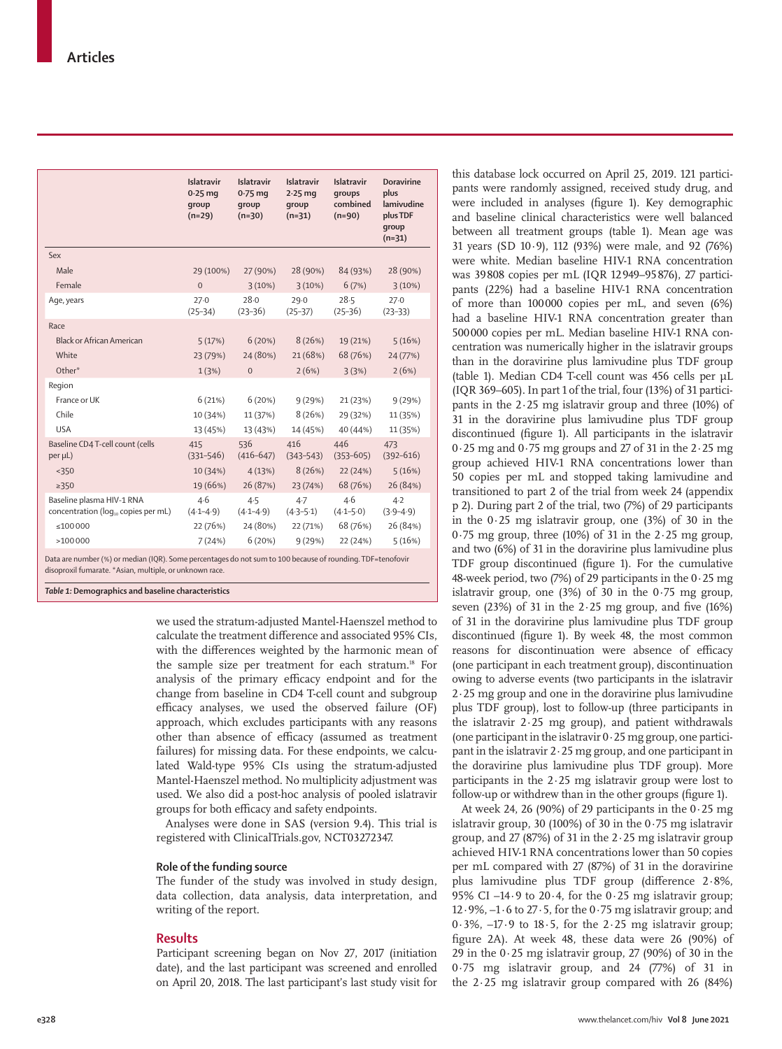| | Islatravir 0·25 mg group (n=29) | Islatravir 0·75 mg group (n=30) | Islatravir 2·25 mg group (n=31) | Islatravir groups combined (n=90) | Doravirine plus lamivudine plus TDF group (n=31) |
|---|---|---|---|---|---|
| Sex | | | | | |
| Male | 29 (100%) | 27 (90%) | 28 (90%) | 84 (93%) | 28 (90%) |
| Female | 0 | 3 (10%) | 3 (10%) | 6 (7%) | 3 (10%) |
| Age, years | 27·0 (25–34) | 28·0 (23–36) | 29·0 (25–37) | 28·5 (25–36) | 27·0 (23–33) |
| Race | | | | | |
| Black or African American | 5 (17%) | 6 (20%) | 8 (26%) | 19 (21%) | 5 (16%) |
| White | 23 (79%) | 24 (80%) | 21 (68%) | 68 (76%) | 24 (77%) |
| Other* | 1 (3%) | 0 | 2 (6%) | 3 (3%) | 2 (6%) |
| Region | | | | | |
| France or UK | 6 (21%) | 6 (20%) | 9 (29%) | 21 (23%) | 9 (29%) |
| Chile | 10 (34%) | 11 (37%) | 8 (26%) | 29 (32%) | 11 (35%) |
| USA | 13 (45%) | 13 (43%) | 14 (45%) | 40 (44%) | 11 (35%) |
| Baseline CD4 T-cell count (cells per µL) | 415 (331–546) | 536 (416–647) | 416 (343–543) | 446 (353–605) | 473 (392–616) |
| <350 | 10 (34%) | 4 (13%) | 8 (26%) | 22 (24%) | 5 (16%) |
| ≥350 | 19 (66%) | 26 (87%) | 23 (74%) | 68 (76%) | 26 (84%) |
| Baseline plasma HIV-1 RNA concentration ($\log_{10}$ copies per mL) | 4·6 (4·1–4·9) | 4·5 (4·1–4·9) | 4·7 (4·3–5·1) | 4·6 (4·1–5·0) | 4·2 (3·9–4·9) |
| ≤100 000 | 22 (76%) | 24 (80%) | 22 (71%) | 68 (76%) | 26 (84%) |
| >100 000 | 7 (24%) | 6 (20%) | 9 (29%) | 22 (24%) | 5 (16%) |

Data are number (%) or median (IQR). Some percentages do not sum to 100 because of rounding. TDF=tenofovir disoproxil fumarate. *Asian, multiple, or unknown race.

*Table 1:* **Demographics and baseline characteristics**

we used the stratum-adjusted Mantel-Haenszel method to calculate the treatment difference and associated 95% CIs, with the differences weighted by the harmonic mean of the sample size per treatment for each stratum.[18] For analysis of the primary efficacy endpoint and for the change from baseline in CD4 T-cell count and subgroup efficacy analyses, we used the observed failure (OF) approach, which excludes participants with any reasons other than absence of efficacy (assumed as treatment failures) for missing data. For these endpoints, we calculated Wald-type 95% CIs using the stratum-adjusted Mantel-Haenszel method. No multiplicity adjustment was used. We also did a post-hoc analysis of pooled islatravir groups for both efficacy and safety endpoints.

Analyses were done in SAS (version 9.4). This trial is registered with ClinicalTrials.gov, NCT03272347.

### Role of the funding source

The funder of the study was involved in study design, data collection, data analysis, data interpretation, and writing of the report.

## Results

Participant screening began on Nov 27, 2017 (initiation date), and the last participant was screened and enrolled on April 20, 2018. The last participant's last study visit for this database lock occurred on April 25, 2019. 121 participants were randomly assigned, received study drug, and were included in analyses (figure 1). Key demographic and baseline clinical characteristics were well balanced between all treatment groups (table 1). Mean age was 31 years (SD 10·9), 112 (93%) were male, and 92 (76%) were white. Median baseline HIV-1 RNA concentration was 39 808 copies per mL (IQR 12 949–95 876), 27 participants (22%) had a baseline HIV-1 RNA concentration of more than 100 000 copies per mL, and seven (6%) had a baseline HIV-1 RNA concentration greater than 500 000 copies per mL. Median baseline HIV-1 RNA concentration was numerically higher in the islatravir groups than in the doravirine plus lamivudine plus TDF group (table 1). Median CD4 T-cell count was 456 cells per µL (IQR 369–605). In part 1 of the trial, four (13%) of 31 participants in the 2·25 mg islatravir group and three (10%) of 31 in the doravirine plus lamivudine plus TDF group discontinued (figure 1). All participants in the islatravir 0·25 mg and 0·75 mg groups and 27 of 31 in the 2·25 mg group achieved HIV-1 RNA concentrations lower than 50 copies per mL and stopped taking lamivudine and transitioned to part 2 of the trial from week 24 (appendix p 2). During part 2 of the trial, two (7%) of 29 participants in the 0·25 mg islatravir group, one (3%) of 30 in the 0·75 mg group, three (10%) of 31 in the 2·25 mg group, and two (6%) of 31 in the doravirine plus lamivudine plus TDF group discontinued (figure 1). For the cumulative 48-week period, two (7%) of 29 participants in the 0·25 mg islatravir group, one (3%) of 30 in the 0·75 mg group, seven (23%) of 31 in the 2·25 mg group, and five (16%) of 31 in the doravirine plus lamivudine plus TDF group discontinued (figure 1). By week 48, the most common reasons for discontinuation were absence of efficacy (one participant in each treatment group), discontinuation owing to adverse events (two participants in the islatravir 2·25 mg group and one in the doravirine plus lamivudine plus TDF group), lost to follow-up (three participants in the islatravir 2·25 mg group), and patient withdrawals (one participant in the islatravir 0·25 mg group, one participant in the islatravir 2·25 mg group, and one participant in the doravirine plus lamivudine plus TDF group). More participants in the 2·25 mg islatravir group were lost to follow-up or withdrew than in the other groups (figure 1).

At week 24, 26 (90%) of 29 participants in the 0·25 mg islatravir group, 30 (100%) of 30 in the 0·75 mg islatravir group, and 27 (87%) of 31 in the 2·25 mg islatravir group achieved HIV-1 RNA concentrations lower than 50 copies per mL compared with 27 (87%) of 31 in the doravirine plus lamivudine plus TDF group (difference 2·8%, 95% CI –14·9 to 20·4, for the 0·25 mg islatravir group; 12·9%, –1·6 to 27·5, for the 0·75 mg islatravir group; and 0·3%, –17·9 to 18·5, for the 2·25 mg islatravir group; figure 2A). At week 48, these data were 26 (90%) of 29 in the 0·25 mg islatravir group, 27 (90%) of 30 in the 0·75 mg islatravir group, and 24 (77%) of 31 in the 2·25 mg islatravir group compared with 26 (84%)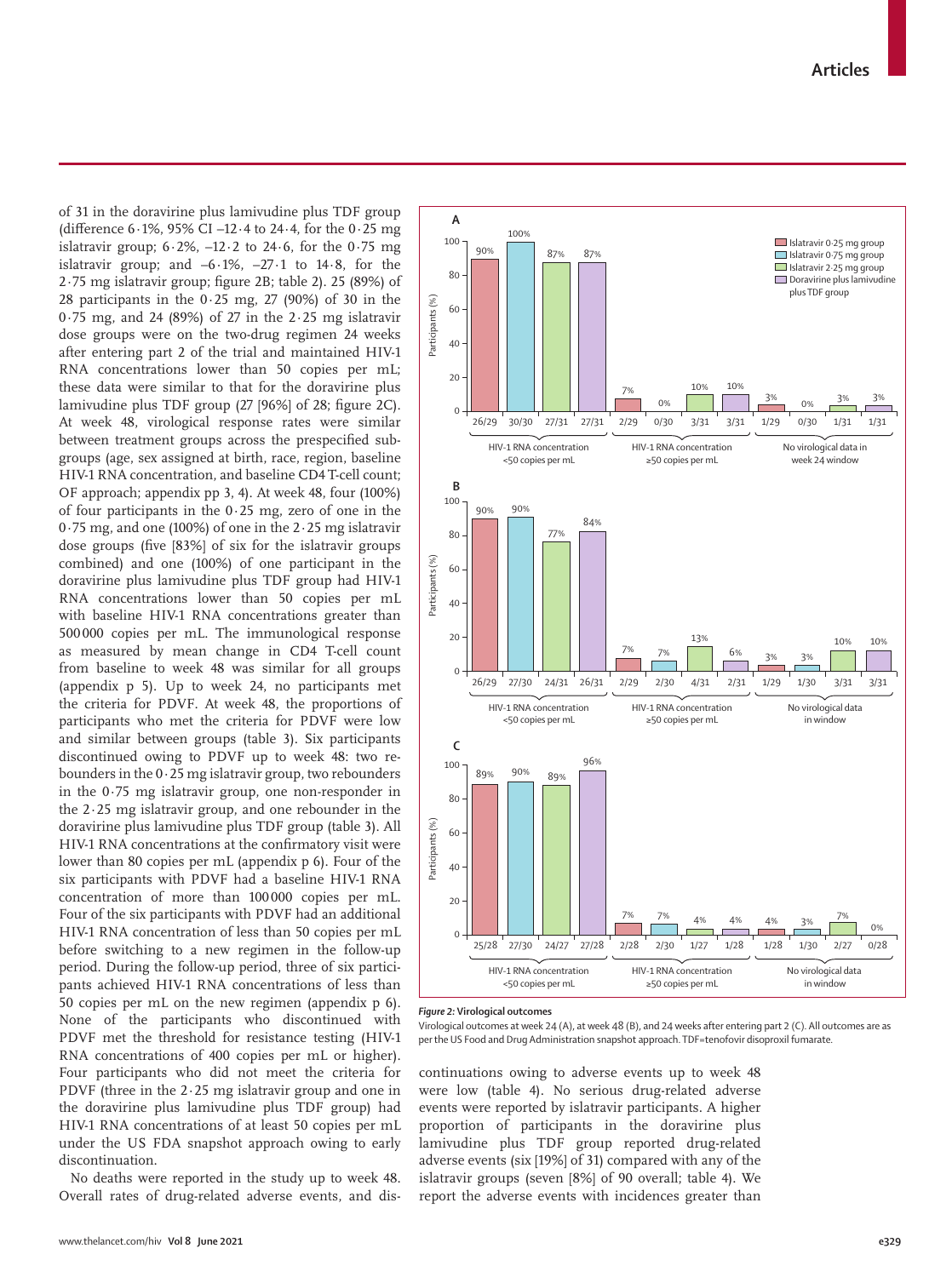of 31 in the doravirine plus lamivudine plus TDF group (difference 6·1%, 95% CI –12·4 to 24·4, for the 0·25 mg islatravir group; 6·2%, –12·2 to 24·6, for the 0·75 mg islatravir group; and –6·1%, –27·1 to 14·8, for the 2·75 mg islatravir group; figure 2B; table 2). 25 (89%) of 28 participants in the 0·25 mg, 27 (90%) of 30 in the 0·75 mg, and 24 (89%) of 27 in the 2·25 mg islatravir dose groups were on the two-drug regimen 24 weeks after entering part 2 of the trial and maintained HIV-1 RNA concentrations lower than 50 copies per mL; these data were similar to that for the doravirine plus lamivudine plus TDF group (27 [96%] of 28; figure 2C). At week 48, virological response rates were similar between treatment groups across the prespecified subgroups (age, sex assigned at birth, race, region, baseline HIV-1 RNA concentration, and baseline CD4 T-cell count; OF approach; appendix pp 3, 4). At week 48, four (100%) of four participants in the 0·25 mg, zero of one in the 0·75 mg, and one (100%) of one in the 2·25 mg islatravir dose groups (five [83%] of six for the islatravir groups combined) and one (100%) of one participant in the doravirine plus lamivudine plus TDF group had HIV-1 RNA concentrations lower than 50 copies per mL with baseline HIV-1 RNA concentrations greater than 500 000 copies per mL. The immunological response as measured by mean change in CD4 T-cell count from baseline to week 48 was similar for all groups (appendix p 5). Up to week 24, no participants met the criteria for PDVF. At week 48, the proportions of participants who met the criteria for PDVF were low and similar between groups (table 3). Six participants discontinued owing to PDVF up to week 48: two rebounders in the 0·25 mg islatravir group, two rebounders in the 0·75 mg islatravir group, one non-responder in the 2·25 mg islatravir group, and one rebounder in the doravirine plus lamivudine plus TDF group (table 3). All HIV-1 RNA concentrations at the confirmatory visit were lower than 80 copies per mL (appendix p 6). Four of the six participants with PDVF had a baseline HIV-1 RNA concentration of more than 100 000 copies per mL. Four of the six participants with PDVF had an additional HIV-1 RNA concentration of less than 50 copies per mL before switching to a new regimen in the follow-up period. During the follow-up period, three of six participants achieved HIV-1 RNA concentrations of less than 50 copies per mL on the new regimen (appendix p 6). None of the participants who discontinued with PDVF met the threshold for resistance testing (HIV-1 RNA concentrations of 400 copies per mL or higher). Four participants who did not meet the criteria for PDVF (three in the 2·25 mg islatravir group and one in the doravirine plus lamivudine plus TDF group) had HIV-1 RNA concentrations of at least 50 copies per mL under the US FDA snapshot approach owing to early discontinuation.

No deaths were reported in the study up to week 48. Overall rates of drug-related adverse events, and discontinuations owing to adverse events up to week 48 were low (table 4). No serious drug-related adverse events were reported by islatravir participants. A higher proportion of participants in the doravirine plus lamivudine plus TDF group reported drug-related adverse events (six [19%] of 31) compared with any of the islatravir groups (seven [8%] of 90 overall; table 4). We report the adverse events with incidences greater than

**Figure 2: Virological outcomes**

Virological outcomes at week 24 (A), at week 48 (B), and 24 weeks after entering part 2 (C). All outcomes are as per the US Food and Drug Administration snapshot approach. TDF=tenofovir disoproxil fumarate.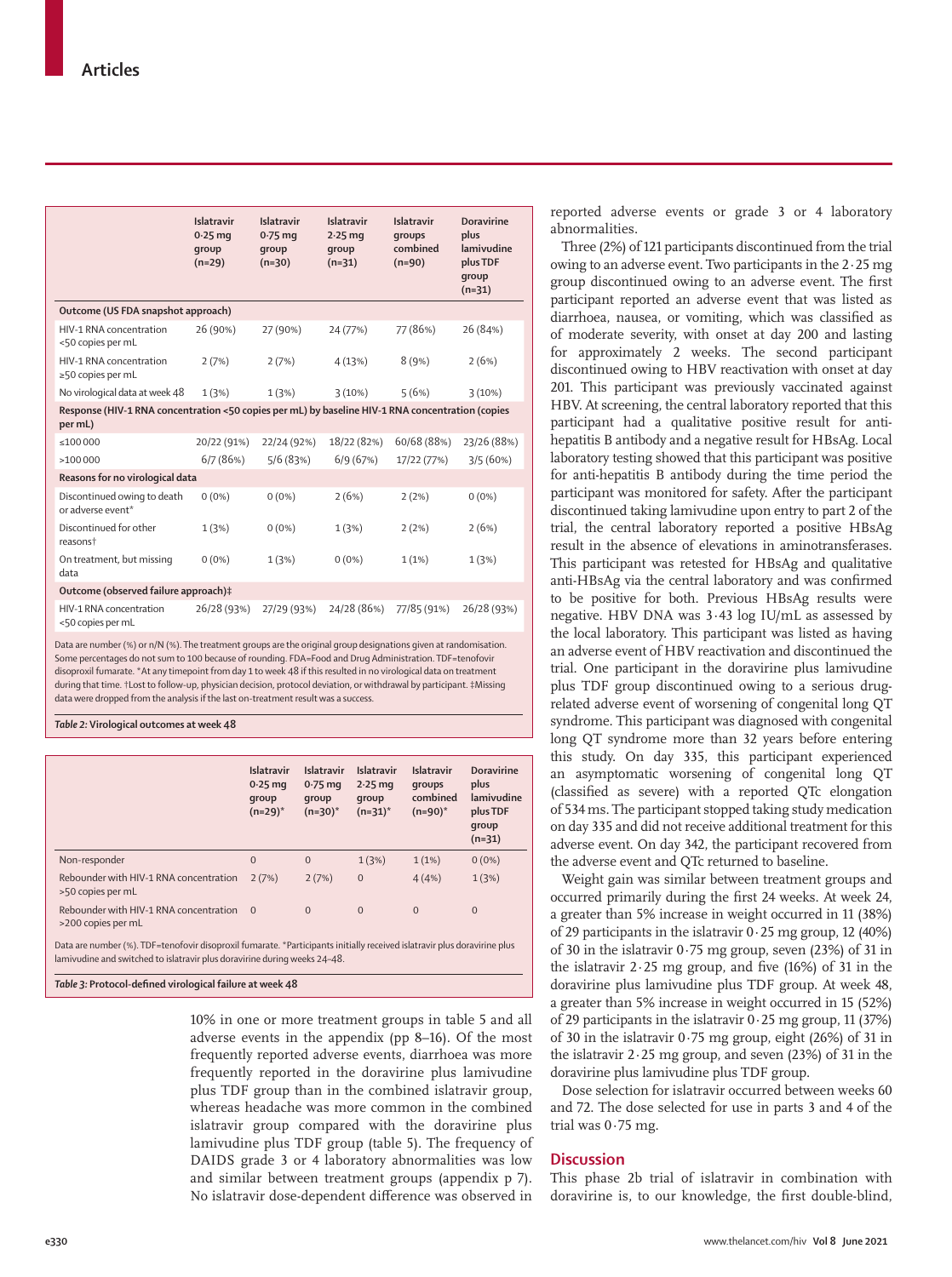| | Islatravir 0·25 mg group (n=29) | Islatravir 0·75 mg group (n=30) | Islatravir 2·25 mg group (n=31) | Islatravir groups combined (n=90) | Doravirine plus lamivudine plus TDF group (n=31) |
|---|---|---|---|---|---|
| **Outcome (US FDA snapshot approach)** | | | | | |
| HIV-1 RNA concentration <50 copies per mL | 26 (90%) | 27 (90%) | 24 (77%) | 77 (86%) | 26 (84%) |
| HIV-1 RNA concentration ≥50 copies per mL | 2 (7%) | 2 (7%) | 4 (13%) | 8 (9%) | 2 (6%) |
| No virological data at week 48 | 1 (3%) | 1 (3%) | 3 (10%) | 5 (6%) | 3 (10%) |
| **Response (HIV-1 RNA concentration <50 copies per mL) by baseline HIV-1 RNA concentration (copies per mL)** | | | | | |
| ≤100 000 | 20/22 (91%) | 22/24 (92%) | 18/22 (82%) | 60/68 (88%) | 23/26 (88%) |
| >100 000 | 6/7 (86%) | 5/6 (83%) | 6/9 (67%) | 17/22 (77%) | 3/5 (60%) |
| **Reasons for no virological data** | | | | | |
| Discontinued owing to death or adverse event* | 0 (0%) | 0 (0%) | 2 (6%) | 2 (2%) | 0 (0%) |
| Discontinued for other reasons† | 1 (3%) | 0 (0%) | 1 (3%) | 2 (2%) | 2 (6%) |
| On treatment, but missing data | 0 (0%) | 1 (3%) | 0 (0%) | 1 (1%) | 1 (3%) |
| **Outcome (observed failure approach)‡** | | | | | |
| HIV-1 RNA concentration <50 copies per mL | 26/28 (93%) | 27/29 (93%) | 24/28 (86%) | 77/85 (91%) | 26/28 (93%) |

Data are number (%) or n/N (%). The treatment groups are the original group designations given at randomisation. Some percentages do not sum to 100 because of rounding. FDA=Food and Drug Administration. TDF=tenofovir disoproxil fumarate. *At any timepoint from day 1 to week 48 if this resulted in no virological data on treatment during that time. †Lost to follow-up, physician decision, protocol deviation, or withdrawal by participant. ‡Missing data were dropped from the analysis if the last on-treatment result was a success.

*Table 2:* **Virological outcomes at week 48**

| | Islatravir 0·25 mg group (n=29)* | Islatravir 0·75 mg group (n=30)* | Islatravir 2·25 mg group (n=31)* | Islatravir groups combined (n=90)* | Doravirine plus lamivudine plus TDF group (n=31) |
|---|---|---|---|---|---|
| Non-responder | 0 | 0 | 1 (3%) | 1 (1%) | 0 (0%) |
| Rebounder with HIV-1 RNA concentration >50 copies per mL | 2 (7%) | 2 (7%) | 0 | 4 (4%) | 1 (3%) |
| Rebounder with HIV-1 RNA concentration >200 copies per mL | 0 | 0 | 0 | 0 | 0 |

Data are number (%). TDF=tenofovir disoproxil fumarate. *Participants initially received islatravir plus doravirine plus lamivudine and switched to islatravir plus doravirine during weeks 24–48.

*Table 3:* **Protocol-defined virological failure at week 48**

10% in one or more treatment groups in table 5 and all adverse events in the appendix (pp 8–16). Of the most frequently reported adverse events, diarrhoea was more frequently reported in the doravirine plus lamivudine plus TDF group than in the combined islatravir group, whereas headache was more common in the combined islatravir group compared with the doravirine plus lamivudine plus TDF group (table 5). The frequency of DAIDS grade 3 or 4 laboratory abnormalities was low and similar between treatment groups (appendix p 7). No islatravir dose-dependent difference was observed in reported adverse events or grade 3 or 4 laboratory abnormalities.

Three (2%) of 121 participants discontinued from the trial owing to an adverse event. Two participants in the 2·25 mg group discontinued owing to an adverse event. The first participant reported an adverse event that was listed as diarrhoea, nausea, or vomiting, which was classified as of moderate severity, with onset at day 200 and lasting for approximately 2 weeks. The second participant discontinued owing to HBV reactivation with onset at day 201. This participant was previously vaccinated against HBV. At screening, the central laboratory reported that this participant had a qualitative positive result for anti-hepatitis B antibody and a negative result for HBsAg. Local laboratory testing showed that this participant was positive for anti-hepatitis B antibody during the time period the participant was monitored for safety. After the participant discontinued taking lamivudine upon entry to part 2 of the trial, the central laboratory reported a positive HBsAg result in the absence of elevations in aminotransferases. This participant was retested for HBsAg and qualitative anti-HBsAg via the central laboratory and was confirmed to be positive for both. Previous HBsAg results were negative. HBV DNA was 3·43 log IU/mL as assessed by the local laboratory. This participant was listed as having an adverse event of HBV reactivation and discontinued the trial. One participant in the doravirine plus lamivudine plus TDF group discontinued owing to a serious drug-related adverse event of worsening of congenital long QT syndrome. This participant was diagnosed with congenital long QT syndrome more than 32 years before entering this study. On day 335, this participant experienced an asymptomatic worsening of congenital long QT (classified as severe) with a reported QTc elongation of 534 ms. The participant stopped taking study medication on day 335 and did not receive additional treatment for this adverse event. On day 342, the participant recovered from the adverse event and QTc returned to baseline.

Weight gain was similar between treatment groups and occurred primarily during the first 24 weeks. At week 24, a greater than 5% increase in weight occurred in 11 (38%) of 29 participants in the islatravir 0·25 mg group, 12 (40%) of 30 in the islatravir 0·75 mg group, seven (23%) of 31 in the islatravir 2·25 mg group, and five (16%) of 31 in the doravirine plus lamivudine plus TDF group. At week 48, a greater than 5% increase in weight occurred in 15 (52%) of 29 participants in the islatravir 0·25 mg group, 11 (37%) of 30 in the islatravir 0·75 mg group, eight (26%) of 31 in the islatravir 2·25 mg group, and seven (23%) of 31 in the doravirine plus lamivudine plus TDF group.

Dose selection for islatravir occurred between weeks 60 and 72. The dose selected for use in parts 3 and 4 of the trial was 0·75 mg.

## Discussion

This phase 2b trial of islatravir in combination with doravirine is, to our knowledge, the first double-blind,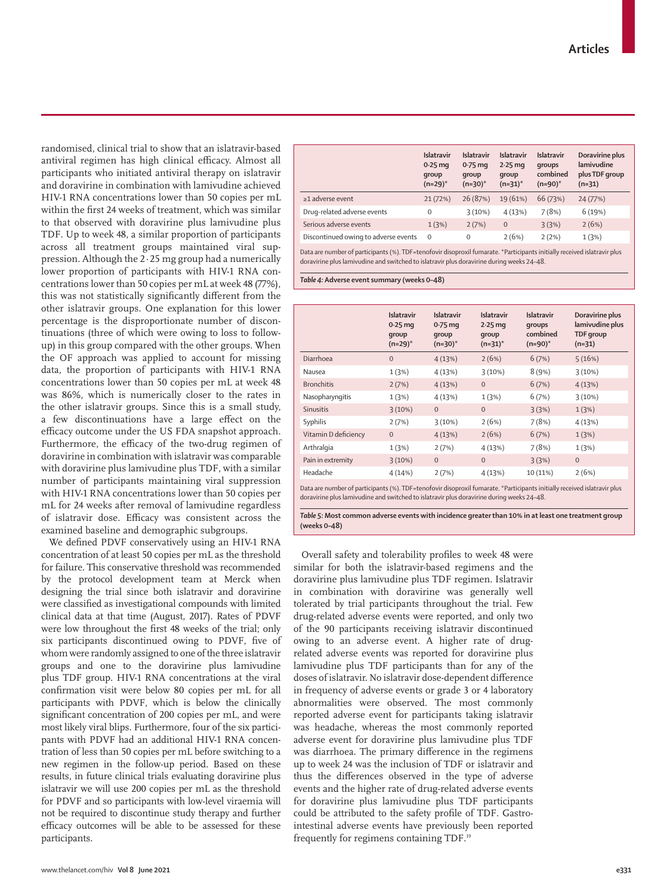randomised, clinical trial to show that an islatravir-based antiviral regimen has high clinical efficacy. Almost all participants who initiated antiviral therapy on islatravir and doravirine in combination with lamivudine achieved HIV-1 RNA concentrations lower than 50 copies per mL within the first 24 weeks of treatment, which was similar to that observed with doravirine plus lamivudine plus TDF. Up to week 48, a similar proportion of participants across all treatment groups maintained viral suppression. Although the 2·25 mg group had a numerically lower proportion of participants with HIV-1 RNA concentrations lower than 50 copies per mL at week 48 (77%), this was not statistically significantly different from the other islatravir groups. One explanation for this lower percentage is the disproportionate number of discontinuations (three of which were owing to loss to follow-up) in this group compared with the other groups. When the OF approach was applied to account for missing data, the proportion of participants with HIV-1 RNA concentrations lower than 50 copies per mL at week 48 was 86%, which is numerically closer to the rates in the other islatravir groups. Since this is a small study, a few discontinuations have a large effect on the efficacy outcome under the US FDA snapshot approach. Furthermore, the efficacy of the two-drug regimen of doravirine in combination with islatravir was comparable with doravirine plus lamivudine plus TDF, with a similar number of participants maintaining viral suppression with HIV-1 RNA concentrations lower than 50 copies per mL for 24 weeks after removal of lamivudine regardless of islatravir dose. Efficacy was consistent across the examined baseline and demographic subgroups.

We defined PDVF conservatively using an HIV-1 RNA concentration of at least 50 copies per mL as the threshold for failure. This conservative threshold was recommended by the protocol development team at Merck when designing the trial since both islatravir and doravirine were classified as investigational compounds with limited clinical data at that time (August, 2017). Rates of PDVF were low throughout the first 48 weeks of the trial; only six participants discontinued owing to PDVF, five of whom were randomly assigned to one of the three islatravir groups and one to the doravirine plus lamivudine plus TDF group. HIV-1 RNA concentrations at the viral confirmation visit were below 80 copies per mL for all participants with PDVF, which is below the clinically significant concentration of 200 copies per mL, and were most likely viral blips. Furthermore, four of the six participants with PDVF had an additional HIV-1 RNA concentration of less than 50 copies per mL before switching to a new regimen in the follow-up period. Based on these results, in future clinical trials evaluating doravirine plus islatravir we will use 200 copies per mL as the threshold for PDVF and so participants with low-level viraemia will not be required to discontinue study therapy and further efficacy outcomes will be able to be assessed for these participants.

| | Islatravir 0·25 mg group (n=29)* | Islatravir 0·75 mg group (n=30)* | Islatravir 2·25 mg group (n=31)* | Islatravir groups combined (n=90)* | Doravirine plus lamivudine plus TDF group (n=31) |
|---|---|---|---|---|---|
| ≥1 adverse event | 21 (72%) | 26 (87%) | 19 (61%) | 66 (73%) | 24 (77%) |
| Drug-related adverse events | 0 | 3 (10%) | 4 (13%) | 7 (8%) | 6 (19%) |
| Serious adverse events | 1 (3%) | 2 (7%) | 0 | 3 (3%) | 2 (6%) |
| Discontinued owing to adverse events | 0 | 0 | 2 (6%) | 2 (2%) | 1 (3%) |

Data are number of participants (%). TDF=tenofovir disoproxil fumarate. *Participants initially received islatravir plus doravirine plus lamivudine and switched to islatravir plus doravirine during weeks 24–48.

*Table 4:* **Adverse event summary (weeks 0–48)**

| | Islatravir 0·25 mg group (n=29)* | Islatravir 0·75 mg group (n=30)* | Islatravir 2·25 mg group (n=31)* | Islatravir groups combined (n=90)* | Doravirine plus lamivudine plus TDF group (n=31) |
|---|---|---|---|---|---|
| Diarrhoea | 0 | 4 (13%) | 2 (6%) | 6 (7%) | 5 (16%) |
| Nausea | 1 (3%) | 4 (13%) | 3 (10%) | 8 (9%) | 3 (10%) |
| Bronchitis | 2 (7%) | 4 (13%) | 0 | 6 (7%) | 4 (13%) |
| Nasopharyngitis | 1 (3%) | 4 (13%) | 1 (3%) | 6 (7%) | 3 (10%) |
| Sinusitis | 3 (10%) | 0 | 0 | 3 (3%) | 1 (3%) |
| Syphilis | 2 (7%) | 3 (10%) | 2 (6%) | 7 (8%) | 4 (13%) |
| Vitamin D deficiency | 0 | 4 (13%) | 2 (6%) | 6 (7%) | 1 (3%) |
| Arthralgia | 1 (3%) | 2 (7%) | 4 (13%) | 7 (8%) | 1 (3%) |
| Pain in extremity | 3 (10%) | 0 | 0 | 3 (3%) | 0 |
| Headache | 4 (14%) | 2 (7%) | 4 (13%) | 10 (11%) | 2 (6%) |

Data are number of participants (%). TDF=tenofovir disoproxil fumarate. *Participants initially received islatravir plus doravirine plus lamivudine and switched to islatravir plus doravirine during weeks 24–48.

*Table 5:* **Most common adverse events with incidence greater than 10% in at least one treatment group (weeks 0–48)**

Overall safety and tolerability profiles to week 48 were similar for both the islatravir-based regimens and the doravirine plus lamivudine plus TDF regimen. Islatravir in combination with doravirine was generally well tolerated by trial participants throughout the trial. Few drug-related adverse events were reported, and only two of the 90 participants receiving islatravir discontinued owing to an adverse event. A higher rate of drug-related adverse events was reported for doravirine plus lamivudine plus TDF participants than for any of the doses of islatravir. No islatravir dose-dependent difference in frequency of adverse events or grade 3 or 4 laboratory abnormalities were observed. The most commonly reported adverse event for participants taking islatravir was headache, whereas the most commonly reported adverse event for doravirine plus lamivudine plus TDF was diarrhoea. The primary difference in the regimens up to week 24 was the inclusion of TDF or islatravir and thus the differences observed in the type of adverse events and the higher rate of drug-related adverse events for doravirine plus lamivudine plus TDF participants could be attributed to the safety profile of TDF. Gastrointestinal adverse events have previously been reported frequently for regimens containing TDF.[19]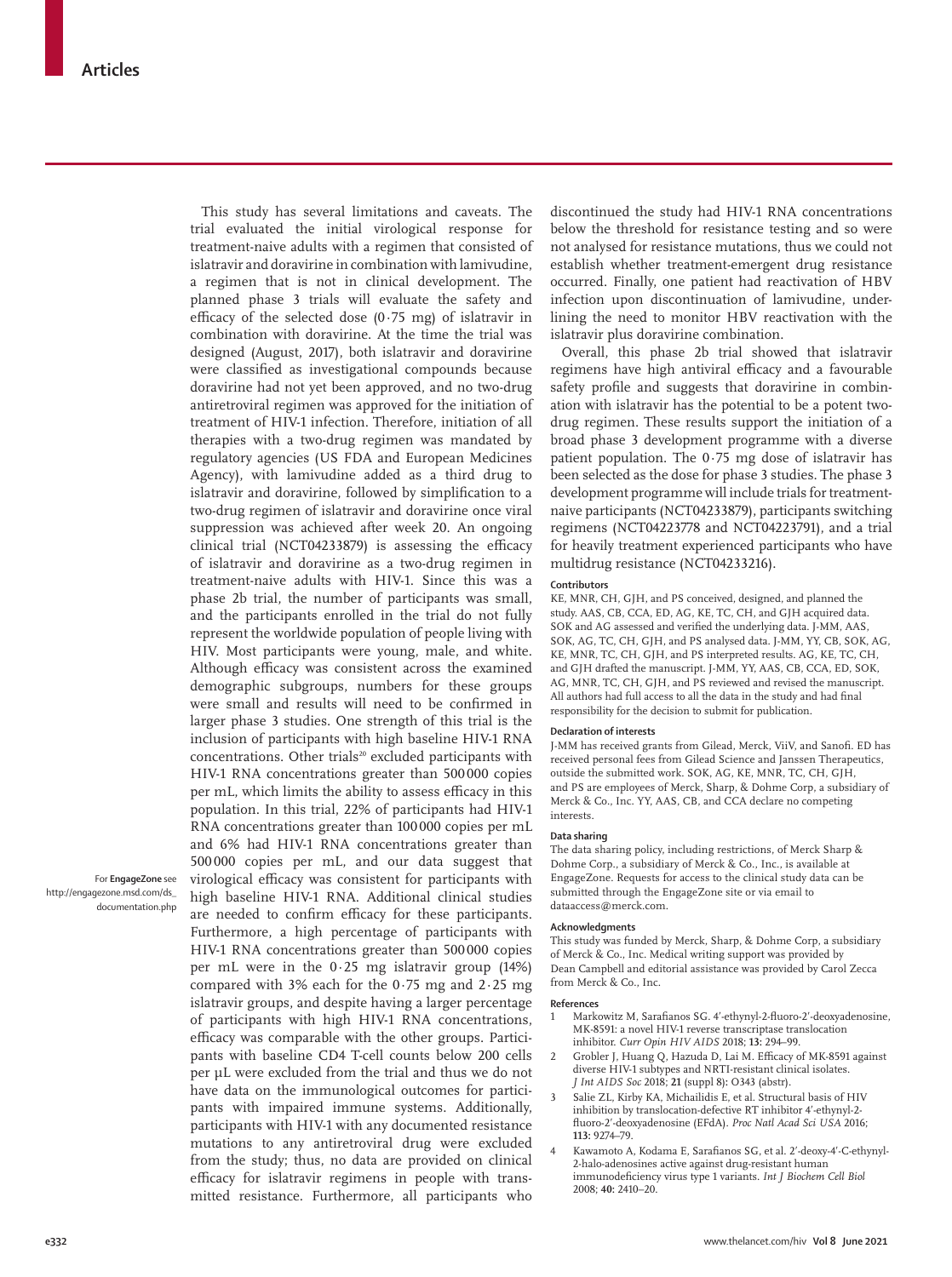This study has several limitations and caveats. The trial evaluated the initial virological response for treatment-naive adults with a regimen that consisted of islatravir and doravirine in combination with lamivudine, a regimen that is not in clinical development. The planned phase 3 trials will evaluate the safety and efficacy of the selected dose (0·75 mg) of islatravir in combination with doravirine. At the time the trial was designed (August, 2017), both islatravir and doravirine were classified as investigational compounds because doravirine had not yet been approved, and no two-drug antiretroviral regimen was approved for the initiation of treatment of HIV-1 infection. Therefore, initiation of all therapies with a two-drug regimen was mandated by regulatory agencies (US FDA and European Medicines Agency), with lamivudine added as a third drug to islatravir and doravirine, followed by simplification to a two-drug regimen of islatravir and doravirine once viral suppression was achieved after week 20. An ongoing clinical trial (NCT04233879) is assessing the efficacy of islatravir and doravirine as a two-drug regimen in treatment-naive adults with HIV-1. Since this was a phase 2b trial, the number of participants was small, and the participants enrolled in the trial do not fully represent the worldwide population of people living with HIV. Most participants were young, male, and white. Although efficacy was consistent across the examined demographic subgroups, numbers for these groups were small and results will need to be confirmed in larger phase 3 studies. One strength of this trial is the inclusion of participants with high baseline HIV-1 RNA concentrations. Other trials[20] excluded participants with HIV-1 RNA concentrations greater than 500 000 copies per mL, which limits the ability to assess efficacy in this population. In this trial, 22% of participants had HIV-1 RNA concentrations greater than 100 000 copies per mL and 6% had HIV-1 RNA concentrations greater than 500 000 copies per mL, and our data suggest that virological efficacy was consistent for participants with high baseline HIV-1 RNA. Additional clinical studies are needed to confirm efficacy for these participants. Furthermore, a high percentage of participants with HIV-1 RNA concentrations greater than 500 000 copies per mL were in the 0·25 mg islatravir group (14%) compared with 3% each for the 0·75 mg and 2·25 mg islatravir groups, and despite having a larger percentage of participants with high HIV-1 RNA concentrations, efficacy was comparable with the other groups. Participants with baseline CD4 T-cell counts below 200 cells per µL were excluded from the trial and thus we do not have data on the immunological outcomes for participants with impaired immune systems. Additionally, participants with HIV-1 with any documented resistance mutations to any antiretroviral drug were excluded from the study; thus, no data are provided on clinical efficacy for islatravir regimens in people with transmitted resistance. Furthermore, all participants who discontinued the study had HIV-1 RNA concentrations below the threshold for resistance testing and so were not analysed for resistance mutations, thus we could not establish whether treatment-emergent drug resistance occurred. Finally, one patient had reactivation of HBV infection upon discontinuation of lamivudine, underlining the need to monitor HBV reactivation with the islatravir plus doravirine combination.

Overall, this phase 2b trial showed that islatravir regimens have high antiviral efficacy and a favourable safety profile and suggests that doravirine in combination with islatravir has the potential to be a potent two-drug regimen. These results support the initiation of a broad phase 3 development programme with a diverse patient population. The 0·75 mg dose of islatravir has been selected as the dose for phase 3 studies. The phase 3 development programme will include trials for treatment-naive participants (NCT04233879), participants switching regimens (NCT04223778 and NCT04223791), and a trial for heavily treatment experienced participants who have multidrug resistance (NCT04233216).

#### Contributors

KE, MNR, CH, GJH, and PS conceived, designed, and planned the study. AAS, CB, CCA, ED, AG, KE, TC, CH, and GJH acquired data. SOK and AG assessed and verified the underlying data. J-MM, AAS, SOK, AG, TC, CH, GJH, and PS analysed data. J-MM, YY, CB, SOK, AG, KE, MNR, TC, CH, GJH, and PS interpreted results. AG, KE, TC, CH, and GJH drafted the manuscript. J-MM, YY, AAS, CB, CCA, ED, SOK, AG, MNR, TC, CH, GJH, and PS reviewed and revised the manuscript. All authors had full access to all the data in the study and had final responsibility for the decision to submit for publication.

#### Declaration of interests

J-MM has received grants from Gilead, Merck, ViiV, and Sanofi. ED has received personal fees from Gilead Science and Janssen Therapeutics, outside the submitted work. SOK, AG, KE, MNR, TC, CH, GJH, and PS are employees of Merck, Sharp, & Dohme Corp, a subsidiary of Merck & Co., Inc. YY, AAS, CB, and CCA declare no competing interests.

#### Data sharing

The data sharing policy, including restrictions, of Merck Sharp & Dohme Corp., a subsidiary of Merck & Co., Inc., is available at EngageZone. Requests for access to the clinical study data can be submitted through the EngageZone site or via email to dataaccess@merck.com.

For **EngageZone** see http://engagezone.msd.com/ds_documentation.php

#### Acknowledgments

This study was funded by Merck, Sharp, & Dohme Corp, a subsidiary of Merck & Co., Inc. Medical writing support was provided by Dean Campbell and editorial assistance was provided by Carol Zecca from Merck & Co., Inc.

#### References

1. Markowitz M, Sarafianos SG. 4′-ethynyl-2-fluoro-2′-deoxyadenosine, MK-8591: a novel HIV-1 reverse transcriptase translocation inhibitor. *Curr Opin HIV AIDS* 2018; **13:** 294–99.
2. Grobler J, Huang Q, Hazuda D, Lai M. Efficacy of MK-8591 against diverse HIV-1 subtypes and NRTI-resistant clinical isolates. *J Int AIDS Soc* 2018; **21** (suppl 8)**:** O343 (abstr).
3. Salie ZL, Kirby KA, Michailidis E, et al. Structural basis of HIV inhibition by translocation-defective RT inhibitor 4′-ethynyl-2-fluoro-2′-deoxyadenosine (EFdA). *Proc Natl Acad Sci USA* 2016; **113:** 9274–79.
4. Kawamoto A, Kodama E, Sarafianos SG, et al. 2′-deoxy-4′-C-ethynyl-2-halo-adenosines active against drug-resistant human immunodeficiency virus type 1 variants. *Int J Biochem Cell Biol* 2008; **40:** 2410–20.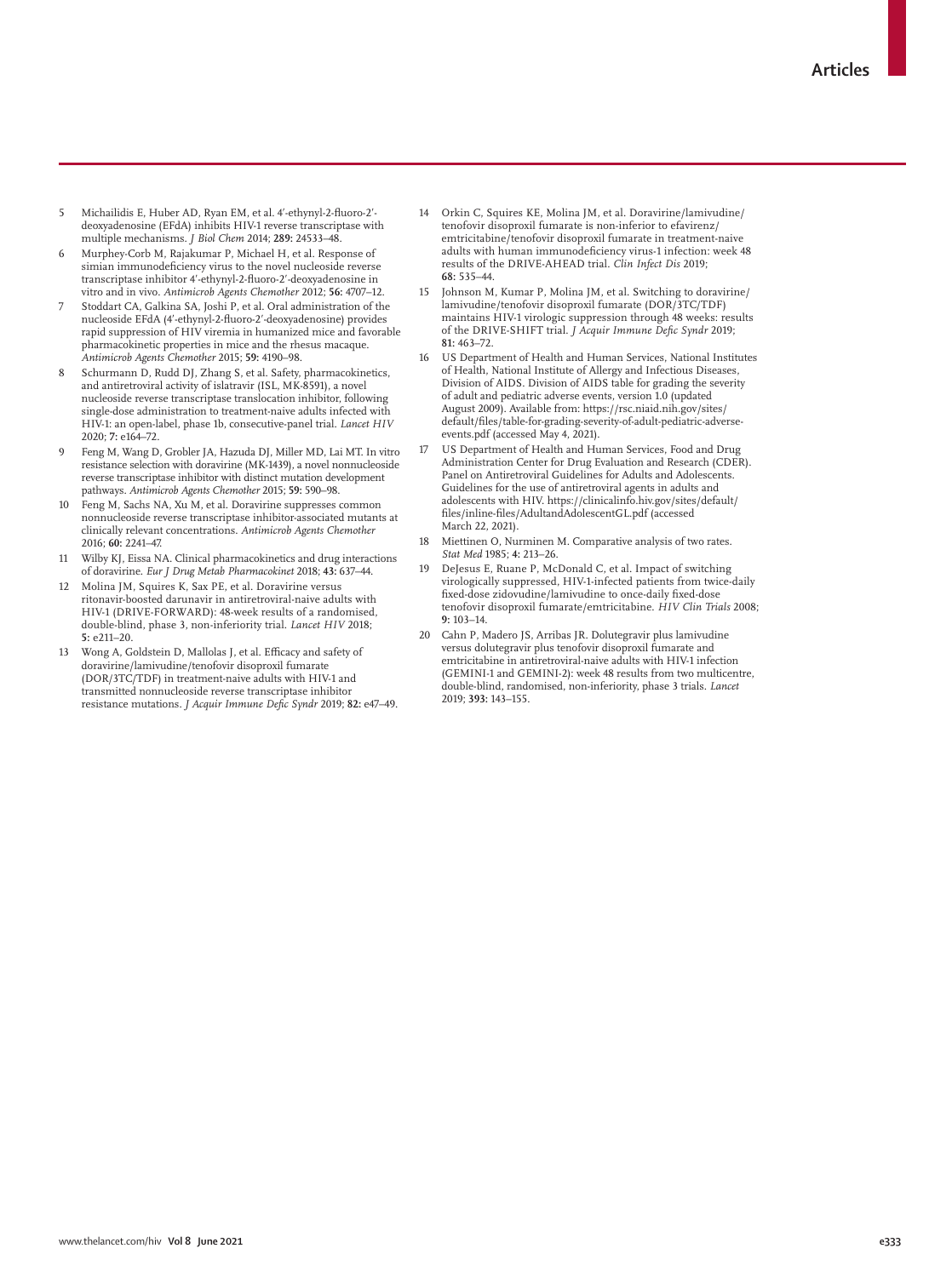5 Michailidis E, Huber AD, Ryan EM, et al. 4′-ethynyl-2-fluoro-2′-deoxyadenosine (EFdA) inhibits HIV-1 reverse transcriptase with multiple mechanisms. *J Biol Chem* 2014; **289:** 24533–48.

6 Murphey-Corb M, Rajakumar P, Michael H, et al. Response of simian immunodeficiency virus to the novel nucleoside reverse transcriptase inhibitor 4′-ethynyl-2-fluoro-2′-deoxyadenosine in vitro and in vivo. *Antimicrob Agents Chemother* 2012; **56:** 4707–12.

7 Stoddart CA, Galkina SA, Joshi P, et al. Oral administration of the nucleoside EFdA (4′-ethynyl-2-fluoro-2′-deoxyadenosine) provides rapid suppression of HIV viremia in humanized mice and favorable pharmacokinetic properties in mice and the rhesus macaque. *Antimicrob Agents Chemother* 2015; **59:** 4190–98.

8 Schurmann D, Rudd DJ, Zhang S, et al. Safety, pharmacokinetics, and antiretroviral activity of islatravir (ISL, MK-8591), a novel nucleoside reverse transcriptase translocation inhibitor, following single-dose administration to treatment-naive adults infected with HIV-1: an open-label, phase 1b, consecutive-panel trial. *Lancet HIV* 2020; **7:** e164–72.

9 Feng M, Wang D, Grobler JA, Hazuda DJ, Miller MD, Lai MT. In vitro resistance selection with doravirine (MK-1439), a novel nonnucleoside reverse transcriptase inhibitor with distinct mutation development pathways. *Antimicrob Agents Chemother* 2015; **59:** 590–98.

10 Feng M, Sachs NA, Xu M, et al. Doravirine suppresses common nonnucleoside reverse transcriptase inhibitor-associated mutants at clinically relevant concentrations. *Antimicrob Agents Chemother* 2016; **60:** 2241–47.

11 Wilby KJ, Eissa NA. Clinical pharmacokinetics and drug interactions of doravirine. *Eur J Drug Metab Pharmacokinet* 2018; **43:** 637–44.

12 Molina JM, Squires K, Sax PE, et al. Doravirine versus ritonavir-boosted darunavir in antiretroviral-naive adults with HIV-1 (DRIVE-FORWARD): 48-week results of a randomised, double-blind, phase 3, non-inferiority trial. *Lancet HIV* 2018; **5:** e211–20.

13 Wong A, Goldstein D, Mallolas J, et al. Efficacy and safety of doravirine/lamivudine/tenofovir disoproxil fumarate (DOR/3TC/TDF) in treatment-naive adults with HIV-1 and transmitted nonnucleoside reverse transcriptase inhibitor resistance mutations. *J Acquir Immune Defic Syndr* 2019; **82:** e47–49.

14 Orkin C, Squires KE, Molina JM, et al. Doravirine/lamivudine/tenofovir disoproxil fumarate is non-inferior to efavirenz/emtricitabine/tenofovir disoproxil fumarate in treatment-naive adults with human immunodeficiency virus-1 infection: week 48 results of the DRIVE-AHEAD trial. *Clin Infect Dis* 2019; **68:** 535–44.

15 Johnson M, Kumar P, Molina JM, et al. Switching to doravirine/lamivudine/tenofovir disoproxil fumarate (DOR/3TC/TDF) maintains HIV-1 virologic suppression through 48 weeks: results of the DRIVE-SHIFT trial. *J Acquir Immune Defic Syndr* 2019; **81:** 463–72.

16 US Department of Health and Human Services, National Institutes of Health, National Institute of Allergy and Infectious Diseases, Division of AIDS. Division of AIDS table for grading the severity of adult and pediatric adverse events, version 1.0 (updated August 2009). Available from: https://rsc.niaid.nih.gov/sites/default/files/table-for-grading-severity-of-adult-pediatric-adverse-events.pdf (accessed May 4, 2021).

17 US Department of Health and Human Services, Food and Drug Administration Center for Drug Evaluation and Research (CDER). Panel on Antiretroviral Guidelines for Adults and Adolescents. Guidelines for the use of antiretroviral agents in adults and adolescents with HIV. https://clinicalinfo.hiv.gov/sites/default/files/inline-files/AdultandAdolescentGL.pdf (accessed March 22, 2021).

18 Miettinen O, Nurminen M. Comparative analysis of two rates. *Stat Med* 1985; **4:** 213–26.

19 DeJesus E, Ruane P, McDonald C, et al. Impact of switching virologically suppressed, HIV-1-infected patients from twice-daily fixed-dose zidovudine/lamivudine to once-daily fixed-dose tenofovir disoproxil fumarate/emtricitabine. *HIV Clin Trials* 2008; **9:** 103–14.

20 Cahn P, Madero JS, Arribas JR. Dolutegravir plus lamivudine versus dolutegravir plus tenofovir disoproxil fumarate and emtricitabine in antiretroviral-naive adults with HIV-1 infection (GEMINI-1 and GEMINI-2): week 48 results from two multicentre, double-blind, randomised, non-inferiority, phase 3 trials. *Lancet* 2019; **393:** 143–155.